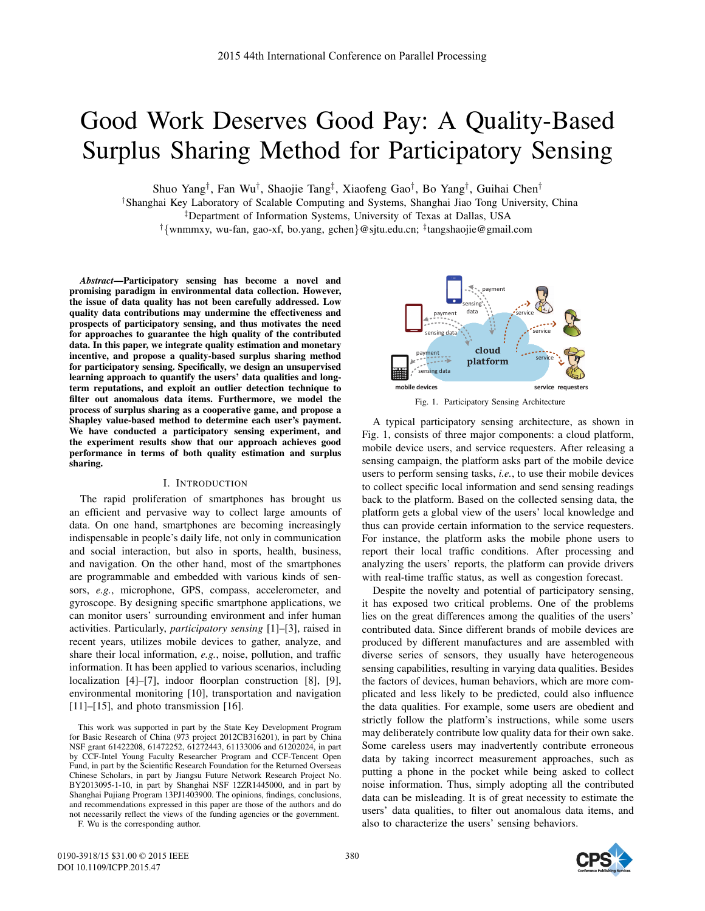# Good Work Deserves Good Pay: A Quality-Based Surplus Sharing Method for Participatory Sensing

Shuo Yang[†], Fan Wu[†], Shaojie Tang[‡], Xiaofeng Gao[†], Bo Yang[†], Guihai Chen[†]

[†]Shanghai Key Laboratory of Scalable Computing and Systems, Shanghai Jiao Tong University, China

[‡]Department of Information Systems, University of Texas at Dallas, USA

[†]{wnmmxy, wu-fan, gao-xf, bo.yang, gchen}@sjtu.edu.cn; [‡]tangshaojie@gmail.com

***Abstract*—Participatory sensing has become a novel and promising paradigm in environmental data collection. However, the issue of data quality has not been carefully addressed. Low quality data contributions may undermine the effectiveness and prospects of participatory sensing, and thus motivates the need for approaches to guarantee the high quality of the contributed data. In this paper, we integrate quality estimation and monetary incentive, and propose a quality-based surplus sharing method for participatory sensing. Specifically, we design an unsupervised learning approach to quantify the users' data qualities and long-term reputations, and exploit an outlier detection technique to filter out anomalous data items. Furthermore, we model the process of surplus sharing as a cooperative game, and propose a Shapley value-based method to determine each user's payment. We have conducted a participatory sensing experiment, and the experiment results show that our approach achieves good performance in terms of both quality estimation and surplus sharing.**

## I. Introduction

The rapid proliferation of smartphones has brought us an efficient and pervasive way to collect large amounts of data. On one hand, smartphones are becoming increasingly indispensable in people's daily life, not only in communication and social interaction, but also in sports, health, business, and navigation. On the other hand, most of the smartphones are programmable and embedded with various kinds of sensors, *e.g.*, microphone, GPS, compass, accelerometer, and gyroscope. By designing specific smartphone applications, we can monitor users' surrounding environment and infer human activities. Particularly, *participatory sensing* [1]–[3], raised in recent years, utilizes mobile devices to gather, analyze, and share their local information, *e.g.*, noise, pollution, and traffic information. It has been applied to various scenarios, including localization [4]–[7], indoor floorplan construction [8], [9], environmental monitoring [10], transportation and navigation [11]–[15], and photo transmission [16].

Fig. 1. Participatory Sensing Architecture

A typical participatory sensing architecture, as shown in Fig. 1, consists of three major components: a cloud platform, mobile device users, and service requesters. After releasing a sensing campaign, the platform asks part of the mobile device users to perform sensing tasks, *i.e.*, to use their mobile devices to collect specific local information and send sensing readings back to the platform. Based on the collected sensing data, the platform gets a global view of the users' local knowledge and thus can provide certain information to the service requesters. For instance, the platform asks the mobile phone users to report their local traffic conditions. After processing and analyzing the users' reports, the platform can provide drivers with real-time traffic status, as well as congestion forecast.

Despite the novelty and potential of participatory sensing, it has exposed two critical problems. One of the problems lies on the great differences among the qualities of the users' contributed data. Since different brands of mobile devices are produced by different manufactures and are assembled with diverse series of sensors, they usually have heterogeneous sensing capabilities, resulting in varying data qualities. Besides the factors of devices, human behaviors, which are more complicated and less likely to be predicted, could also influence the data qualities. For example, some users are obedient and strictly follow the platform's instructions, while some users may deliberately contribute low quality data for their own sake. Some careless users may inadvertently contribute erroneous data by taking incorrect measurement approaches, such as putting a phone in the pocket while being asked to collect noise information. Thus, simply adopting all the contributed data can be misleading. It is of great necessity to estimate the users' data qualities, to filter out anomalous data items, and also to characterize the users' sensing behaviors.

This work was supported in part by the State Key Development Program for Basic Research of China (973 project 2012CB316201), in part by China NSF grant 61422208, 61472252, 61272443, 61133006 and 61202024, in part by CCF-Intel Young Faculty Researcher Program and CCF-Tencent Open Fund, in part by the Scientific Research Foundation for the Returned Overseas Chinese Scholars, in part by Jiangsu Future Network Research Project No. BY2013095-1-10, in part by Shanghai NSF 12ZR1445000, and in part by Shanghai Pujiang Program 13PJ1403900. The opinions, findings, conclusions, and recommendations expressed in this paper are those of the authors and do not necessarily reflect the views of the funding agencies or the government.

F. Wu is the corresponding author.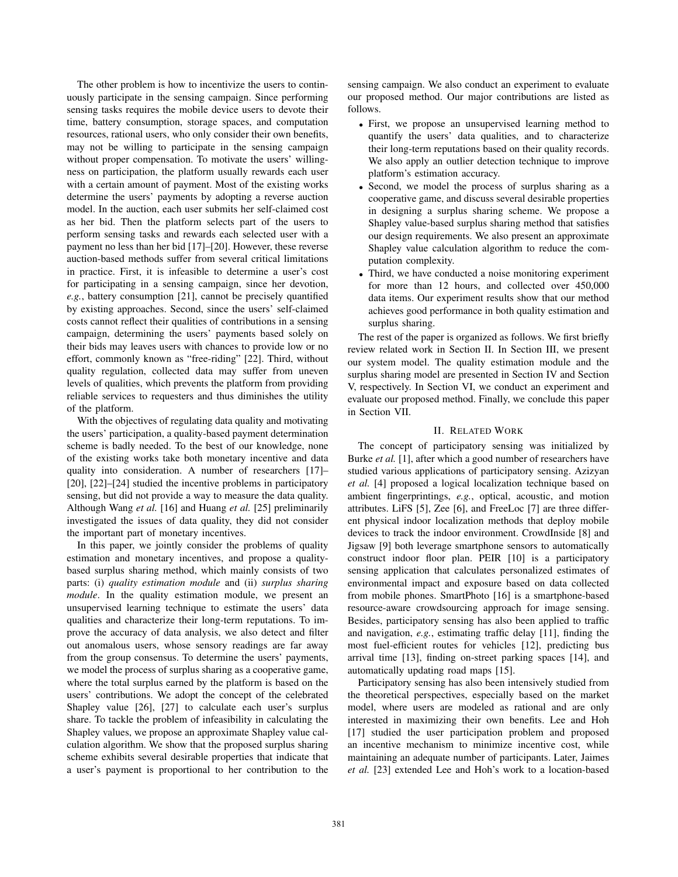The other problem is how to incentivize the users to continuously participate in the sensing campaign. Since performing sensing tasks requires the mobile device users to devote their time, battery consumption, storage spaces, and computation resources, rational users, who only consider their own benefits, may not be willing to participate in the sensing campaign without proper compensation. To motivate the users' willingness on participation, the platform usually rewards each user with a certain amount of payment. Most of the existing works determine the users' payments by adopting a reverse auction model. In the auction, each user submits her self-claimed cost as her bid. Then the platform selects part of the users to perform sensing tasks and rewards each selected user with a payment no less than her bid [17]–[20]. However, these reverse auction-based methods suffer from several critical limitations in practice. First, it is infeasible to determine a user's cost for participating in a sensing campaign, since her devotion, *e.g.*, battery consumption [21], cannot be precisely quantified by existing approaches. Second, since the users' self-claimed costs cannot reflect their qualities of contributions in a sensing campaign, determining the users' payments based solely on their bids may leaves users with chances to provide low or no effort, commonly known as "free-riding" [22]. Third, without quality regulation, collected data may suffer from uneven levels of qualities, which prevents the platform from providing reliable services to requesters and thus diminishes the utility of the platform.

With the objectives of regulating data quality and motivating the users' participation, a quality-based payment determination scheme is badly needed. To the best of our knowledge, none of the existing works take both monetary incentive and data quality into consideration. A number of researchers [17]–[20], [22]–[24] studied the incentive problems in participatory sensing, but did not provide a way to measure the data quality. Although Wang *et al.* [16] and Huang *et al.* [25] preliminarily investigated the issues of data quality, they did not consider the important part of monetary incentives.

In this paper, we jointly consider the problems of quality estimation and monetary incentives, and propose a quality-based surplus sharing method, which mainly consists of two parts: (i) *quality estimation module* and (ii) *surplus sharing module*. In the quality estimation module, we present an unsupervised learning technique to estimate the users' data qualities and characterize their long-term reputations. To improve the accuracy of data analysis, we also detect and filter out anomalous users, whose sensory readings are far away from the group consensus. To determine the users' payments, we model the process of surplus sharing as a cooperative game, where the total surplus earned by the platform is based on the users' contributions. We adopt the concept of the celebrated Shapley value [26], [27] to calculate each user's surplus share. To tackle the problem of infeasibility in calculating the Shapley values, we propose an approximate Shapley value calculation algorithm. We show that the proposed surplus sharing scheme exhibits several desirable properties that indicate that a user's payment is proportional to her contribution to the sensing campaign. We also conduct an experiment to evaluate our proposed method. Our major contributions are listed as follows.

- First, we propose an unsupervised learning method to quantify the users' data qualities, and to characterize their long-term reputations based on their quality records. We also apply an outlier detection technique to improve platform's estimation accuracy.
- Second, we model the process of surplus sharing as a cooperative game, and discuss several desirable properties in designing a surplus sharing scheme. We propose a Shapley value-based surplus sharing method that satisfies our design requirements. We also present an approximate Shapley value calculation algorithm to reduce the computation complexity.
- Third, we have conducted a noise monitoring experiment for more than 12 hours, and collected over 450,000 data items. Our experiment results show that our method achieves good performance in both quality estimation and surplus sharing.

The rest of the paper is organized as follows. We first briefly review related work in Section II. In Section III, we present our system model. The quality estimation module and the surplus sharing model are presented in Section IV and Section V, respectively. In Section VI, we conduct an experiment and evaluate our proposed method. Finally, we conclude this paper in Section VII.

## II. Related Work

The concept of participatory sensing was initialized by Burke *et al.* [1], after which a good number of researchers have studied various applications of participatory sensing. Azizyan *et al.* [4] proposed a logical localization technique based on ambient fingerprintings, *e.g.*, optical, acoustic, and motion attributes. LiFS [5], Zee [6], and FreeLoc [7] are three different physical indoor localization methods that deploy mobile devices to track the indoor environment. CrowdInside [8] and Jigsaw [9] both leverage smartphone sensors to automatically construct indoor floor plan. PEIR [10] is a participatory sensing application that calculates personalized estimates of environmental impact and exposure based on data collected from mobile phones. SmartPhoto [16] is a smartphone-based resource-aware crowdsourcing approach for image sensing. Besides, participatory sensing has also been applied to traffic and navigation, *e.g.*, estimating traffic delay [11], finding the most fuel-efficient routes for vehicles [12], predicting bus arrival time [13], finding on-street parking spaces [14], and automatically updating road maps [15].

Participatory sensing has also been intensively studied from the theoretical perspectives, especially based on the market model, where users are modeled as rational and are only interested in maximizing their own benefits. Lee and Hoh [17] studied the user participation problem and proposed an incentive mechanism to minimize incentive cost, while maintaining an adequate number of participants. Later, Jaimes *et al.* [23] extended Lee and Hoh's work to a location-based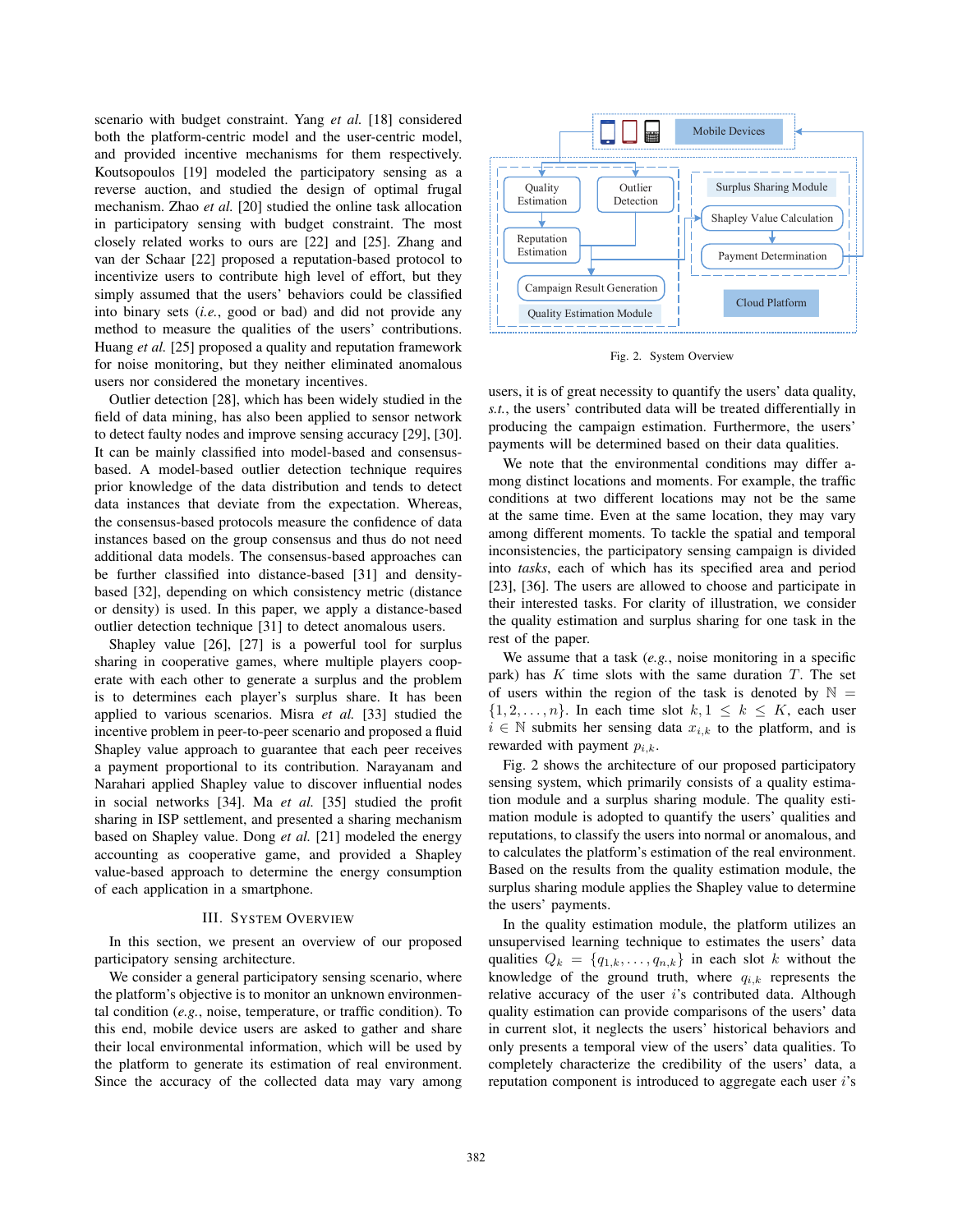scenario with budget constraint. Yang *et al.* [18] considered both the platform-centric model and the user-centric model, and provided incentive mechanisms for them respectively. Koutsopoulos [19] modeled the participatory sensing as a reverse auction, and studied the design of optimal frugal mechanism. Zhao *et al.* [20] studied the online task allocation in participatory sensing with budget constraint. The most closely related works to ours are [22] and [25]. Zhang and van der Schaar [22] proposed a reputation-based protocol to incentivize users to contribute high level of effort, but they simply assumed that the users' behaviors could be classified into binary sets (*i.e.*, good or bad) and did not provide any method to measure the qualities of the users' contributions. Huang *et al.* [25] proposed a quality and reputation framework for noise monitoring, but they neither eliminated anomalous users nor considered the monetary incentives.

Outlier detection [28], which has been widely studied in the field of data mining, has also been applied to sensor network to detect faulty nodes and improve sensing accuracy [29], [30]. It can be mainly classified into model-based and consensus-based. A model-based outlier detection technique requires prior knowledge of the data distribution and tends to detect data instances that deviate from the expectation. Whereas, the consensus-based protocols measure the confidence of data instances based on the group consensus and thus do not need additional data models. The consensus-based approaches can be further classified into distance-based [31] and density-based [32], depending on which consistency metric (distance or density) is used. In this paper, we apply a distance-based outlier detection technique [31] to detect anomalous users.

Shapley value [26], [27] is a powerful tool for surplus sharing in cooperative games, where multiple players cooperate with each other to generate a surplus and the problem is to determines each player's surplus share. It has been applied to various scenarios. Misra *et al.* [33] studied the incentive problem in peer-to-peer scenario and proposed a fluid Shapley value approach to guarantee that each peer receives a payment proportional to its contribution. Narayanam and Narahari applied Shapley value to discover influential nodes in social networks [34]. Ma *et al.* [35] studied the profit sharing in ISP settlement, and presented a sharing mechanism based on Shapley value. Dong *et al.* [21] modeled the energy accounting as cooperative game, and provided a Shapley value-based approach to determine the energy consumption of each application in a smartphone.

## III. System Overview

In this section, we present an overview of our proposed participatory sensing architecture.

We consider a general participatory sensing scenario, where the platform's objective is to monitor an unknown environmental condition (*e.g.*, noise, temperature, or traffic condition). To this end, mobile device users are asked to gather and share their local environmental information, which will be used by the platform to generate its estimation of real environment. Since the accuracy of the collected data may vary among users, it is of great necessity to quantify the users' data quality, *s.t.*, the users' contributed data will be treated differentially in producing the campaign estimation. Furthermore, the users' payments will be determined based on their data qualities.

Mobile Devices
Quality Estimation
Outlier Detection
Reputation Estimation
Campaign Result Generation
Quality Estimation Module
Surplus Sharing Module
Shapley Value Calculation
Payment Determination
Cloud Platform

Fig. 2. System Overview

We note that the environmental conditions may differ among distinct locations and moments. For example, the traffic conditions at two different locations may not be the same at the same time. Even at the same location, they may vary among different moments. To tackle the spatial and temporal inconsistencies, the participatory sensing campaign is divided into *tasks*, each of which has its specified area and period [23], [36]. The users are allowed to choose and participate in their interested tasks. For clarity of illustration, we consider the quality estimation and surplus sharing for one task in the rest of the paper.

We assume that a task (*e.g.*, noise monitoring in a specific park) has $K$ time slots with the same duration $T$. The set of users within the region of the task is denoted by $\mathbb{N} = \{1, 2, \ldots, n\}$. In each time slot $k, 1 \leq k \leq K$, each user $i \in \mathbb{N}$ submits her sensing data $x_{i,k}$ to the platform, and is rewarded with payment $p_{i,k}$.

Fig. 2 shows the architecture of our proposed participatory sensing system, which primarily consists of a quality estimation module and a surplus sharing module. The quality estimation module is adopted to quantify the users' qualities and reputations, to classify the users into normal or anomalous, and to calculates the platform's estimation of the real environment. Based on the results from the quality estimation module, the surplus sharing module applies the Shapley value to determine the users' payments.

In the quality estimation module, the platform utilizes an unsupervised learning technique to estimates the users' data qualities $Q_k = \{q_{1,k}, \ldots, q_{n,k}\}$ in each slot $k$ without the knowledge of the ground truth, where $q_{i,k}$ represents the relative accuracy of the user $i$'s contributed data. Although quality estimation can provide comparisons of the users' data in current slot, it neglects the users' historical behaviors and only presents a temporal view of the users' data qualities. To completely characterize the credibility of the users' data, a reputation component is introduced to aggregate each user $i$'s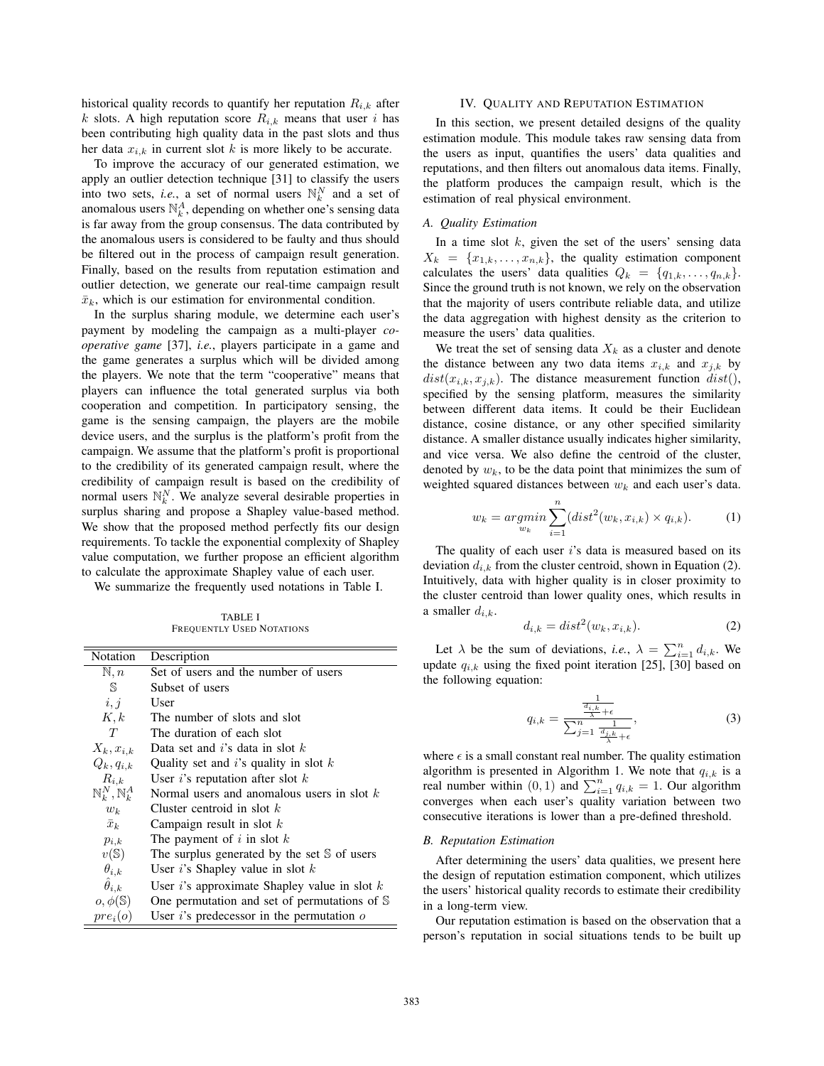historical quality records to quantify her reputation $R_{i,k}$ after $k$ slots. A high reputation score $R_{i,k}$ means that user $i$ has been contributing high quality data in the past slots and thus her data $x_{i,k}$ in current slot $k$ is more likely to be accurate.

To improve the accuracy of our generated estimation, we apply an outlier detection technique [31] to classify the users into two sets, *i.e.*, a set of normal users $\mathbb{N}_k^N$ and a set of anomalous users $\mathbb{N}_k^A$, depending on whether one's sensing data is far away from the group consensus. The data contributed by the anomalous users is considered to be faulty and thus should be filtered out in the process of campaign result generation. Finally, based on the results from reputation estimation and outlier detection, we generate our real-time campaign result $\bar{x}_k$, which is our estimation for environmental condition.

In the surplus sharing module, we determine each user's payment by modeling the campaign as a multi-player *cooperative game* [37], *i.e.*, players participate in a game and the game generates a surplus which will be divided among the players. We note that the term "cooperative" means that players can influence the total generated surplus via both cooperation and competition. In participatory sensing, the game is the sensing campaign, the players are the mobile device users, and the surplus is the platform's profit from the campaign. We assume that the platform's profit is proportional to the credibility of its generated campaign result, where the credibility of campaign result is based on the credibility of normal users $\mathbb{N}_k^N$. We analyze several desirable properties in surplus sharing and propose a Shapley value-based method. We show that the proposed method perfectly fits our design requirements. To tackle the exponential complexity of Shapley value computation, we further propose an efficient algorithm to calculate the approximate Shapley value of each user.

We summarize the frequently used notations in Table I.

TABLE I
FREQUENTLY USED NOTATIONS

| Notation | Description |
|---|---|
| $\mathbb{N}, n$ | Set of users and the number of users |
| $\mathbb{S}$ | Subset of users |
| $i, j$ | User |
| $K, k$ | The number of slots and slot |
| $T$ | The duration of each slot |
| $X_k, x_{i,k}$ | Data set and $i$'s data in slot $k$ |
| $Q_k, q_{i,k}$ | Quality set and $i$'s quality in slot $k$ |
| $R_{i,k}$ | User $i$'s reputation after slot $k$ |
| $\mathbb{N}_k^N, \mathbb{N}_k^A$ | Normal users and anomalous users in slot $k$ |
| $w_k$ | Cluster centroid in slot $k$ |
| $\bar{x}_k$ | Campaign result in slot $k$ |
| $p_{i,k}$ | The payment of $i$ in slot $k$ |
| $v(\mathbb{S})$ | The surplus generated by the set $\mathbb{S}$ of users |
| $\theta_{i,k}$ | User $i$'s Shapley value in slot $k$ |
| $\hat{\theta}_{i,k}$ | User $i$'s approximate Shapley value in slot $k$ |
| $o, \phi(\mathbb{S})$ | One permutation and set of permutations of $\mathbb{S}$ |
| $pre_i(o)$ | User $i$'s predecessor in the permutation $o$ |

## IV. Quality and Reputation Estimation

In this section, we present detailed designs of the quality estimation module. This module takes raw sensing data from the users as input, quantifies the users' data qualities and reputations, and then filters out anomalous data items. Finally, the platform produces the campaign result, which is the estimation of real physical environment.

### A. Quality Estimation

In a time slot $k$, given the set of the users' sensing data $X_k = \{x_{1,k}, \ldots, x_{n,k}\}$, the quality estimation component calculates the users' data qualities $Q_k = \{q_{1,k}, \ldots, q_{n,k}\}$. Since the ground truth is not known, we rely on the observation that the majority of users contribute reliable data, and utilize the data aggregation with highest density as the criterion to measure the users' data qualities.

We treat the set of sensing data $X_k$ as a cluster and denote the distance between any two data items $x_{i,k}$ and $x_{j,k}$ by $dist(x_{i,k}, x_{j,k})$. The distance measurement function $dist()$, specified by the sensing platform, measures the similarity between different data items. It could be their Euclidean distance, cosine distance, or any other specified similarity distance. A smaller distance usually indicates higher similarity, and vice versa. We also define the centroid of the cluster, denoted by $w_k$, to be the data point that minimizes the sum of weighted squared distances between $w_k$ and each user's data.

$$w_k = \underset{w_k}{argmin} \sum_{i=1}^{n} (dist^2(w_k, x_{i,k}) \times q_{i,k}). \tag{1}$$

The quality of each user $i$'s data is measured based on its deviation $d_{i,k}$ from the cluster centroid, shown in Equation (2). Intuitively, data with higher quality is in closer proximity to the cluster centroid than lower quality ones, which results in a smaller $d_{i,k}$.

$$d_{i,k} = dist^2(w_k, x_{i,k}). \tag{2}$$

Let $\lambda$ be the sum of deviations, *i.e.*, $\lambda = \sum_{i=1}^{n} d_{i,k}$. We update $q_{i,k}$ using the fixed point iteration [25], [30] based on the following equation:

$$q_{i,k} = \frac{\frac{1}{\frac{d_{i,k}}{\lambda} + \epsilon}}{\sum_{j=1}^{n} \frac{1}{\frac{d_{j,k}}{\lambda} + \epsilon}}, \tag{3}$$

where $\epsilon$ is a small constant real number. The quality estimation algorithm is presented in Algorithm 1. We note that $q_{i,k}$ is a real number within $(0, 1)$ and $\sum_{i=1}^{n} q_{i,k} = 1$. Our algorithm converges when each user's quality variation between two consecutive iterations is lower than a pre-defined threshold.

### B. Reputation Estimation

After determining the users' data qualities, we present here the design of reputation estimation component, which utilizes the users' historical quality records to estimate their credibility in a long-term view.

Our reputation estimation is based on the observation that a person's reputation in social situations tends to be built up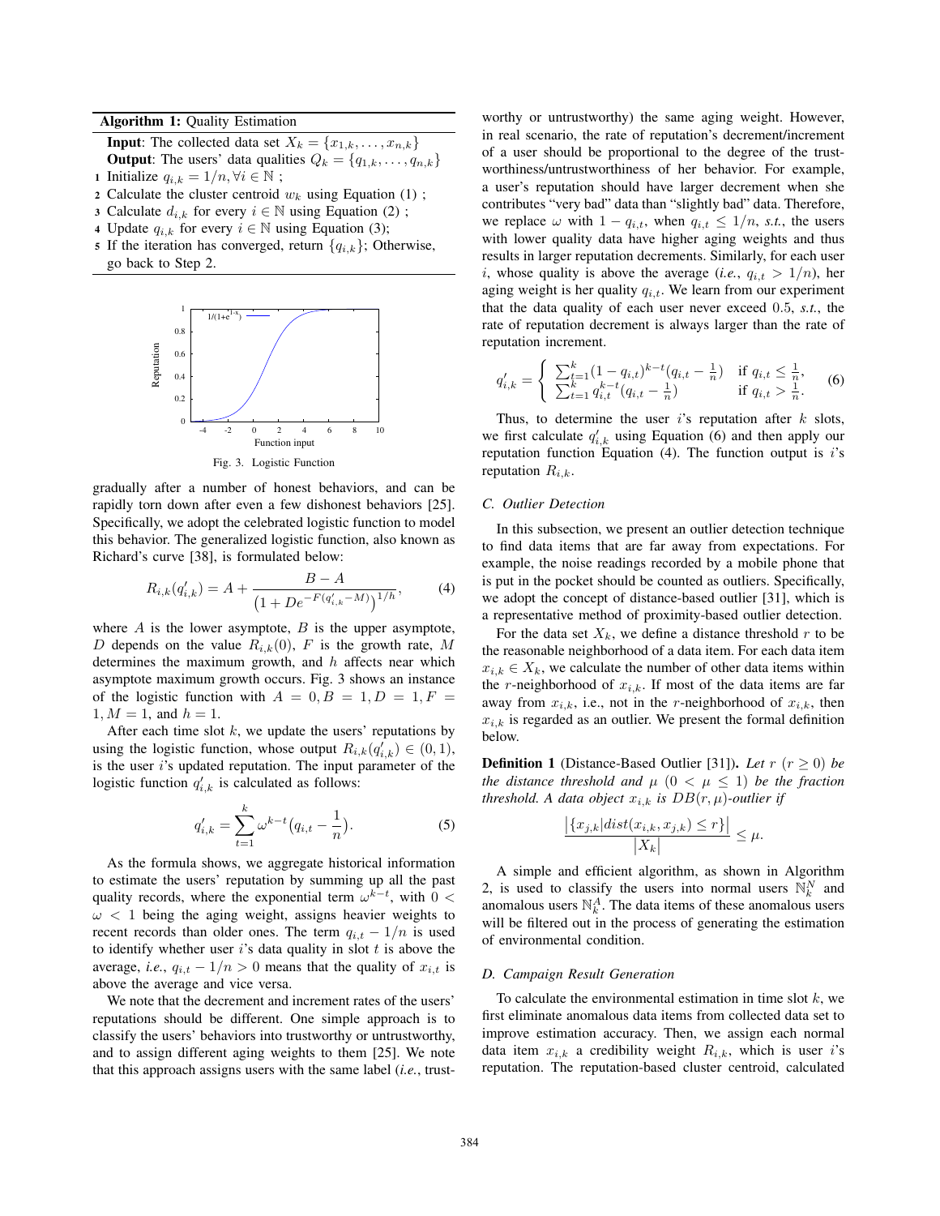**Algorithm 1:** Quality Estimation

**Input**: The collected data set $X_k = \{x_{1,k}, \ldots, x_{n,k}\}$
**Output**: The users' data qualities $Q_k = \{q_{1,k}, \ldots, q_{n,k}\}$

1. Initialize $q_{i,k} = 1/n, \forall i \in \mathbb{N}$ ;
2. Calculate the cluster centroid $w_k$ using Equation (1) ;
3. Calculate $d_{i,k}$ for every $i \in \mathbb{N}$ using Equation (2) ;
4. Update $q_{i,k}$ for every $i \in \mathbb{N}$ using Equation (3);
5. If the iteration has converged, return $\{q_{i,k}\}$; Otherwise, go back to Step 2.

Fig. 3. Logistic Function

gradually after a number of honest behaviors, and can be rapidly torn down after even a few dishonest behaviors [25]. Specifically, we adopt the celebrated logistic function to model this behavior. The generalized logistic function, also known as Richard's curve [38], is formulated below:

$$R_{i,k}(q'_{i,k}) = A + \frac{B - A}{\left(1 + De^{-F(q'_{i,k} - M)}\right)^{1/h}}, \tag{4}$$

where $A$ is the lower asymptote, $B$ is the upper asymptote, $D$ depends on the value $R_{i,k}(0)$, $F$ is the growth rate, $M$ determines the maximum growth, and $h$ affects near which asymptote maximum growth occurs. Fig. 3 shows an instance of the logistic function with $A = 0, B = 1, D = 1, F = 1, M = 1$, and $h = 1$.

After each time slot $k$, we update the users' reputations by using the logistic function, whose output $R_{i,k}(q'_{i,k}) \in (0, 1)$, is the user $i$'s updated reputation. The input parameter of the logistic function $q'_{i,k}$ is calculated as follows:

$$q'_{i,k} = \sum_{t=1}^{k} \omega^{k-t}\big(q_{i,t} - \frac{1}{n}\big). \tag{5}$$

As the formula shows, we aggregate historical information to estimate the users' reputation by summing up all the past quality records, where the exponential term $\omega^{k-t}$, with $0 < \omega < 1$ being the aging weight, assigns heavier weights to recent records than older ones. The term $q_{i,t} - 1/n$ is used to identify whether user $i$'s data quality in slot $t$ is above the average, *i.e.*, $q_{i,t} - 1/n > 0$ means that the quality of $x_{i,t}$ is above the average and vice versa.

We note that the decrement and increment rates of the users' reputations should be different. One simple approach is to classify the users' behaviors into trustworthy or untrustworthy, and to assign different aging weights to them [25]. We note that this approach assigns users with the same label (*i.e.*, trustworthy or untrustworthy) the same aging weight. However, in real scenario, the rate of reputation's decrement/increment of a user should be proportional to the degree of the trustworthiness/untrustworthiness of her behavior. For example, a user's reputation should have larger decrement when she contributes "very bad" data than "slightly bad" data. Therefore, we replace $\omega$ with $1 - q_{i,t}$, when $q_{i,t} \le 1/n$, *s.t.*, the users with lower quality data have higher aging weights and thus results in larger reputation decrements. Similarly, for each user $i$, whose quality is above the average (*i.e.*, $q_{i,t} > 1/n$), her aging weight is her quality $q_{i,t}$. We learn from our experiment that the data quality of each user never exceed 0.5, *s.t.*, the rate of reputation decrement is always larger than the rate of reputation increment.

$$q'_{i,k} = \begin{cases} \sum_{t=1}^{k}(1 - q_{i,t})^{k-t}(q_{i,t} - \frac{1}{n}) & \text{if } q_{i,t} \le \frac{1}{n}, \\ \sum_{t=1}^{k} q_{i,t}^{k-t}(q_{i,t} - \frac{1}{n}) & \text{if } q_{i,t} > \frac{1}{n}. \end{cases} \tag{6}$$

Thus, to determine the user $i$'s reputation after $k$ slots, we first calculate $q'_{i,k}$ using Equation (6) and then apply our reputation function Equation (4). The function output is $i$'s reputation $R_{i,k}$.

### C. Outlier Detection

In this subsection, we present an outlier detection technique to find data items that are far away from expectations. For example, the noise readings recorded by a mobile phone that is put in the pocket should be counted as outliers. Specifically, we adopt the concept of distance-based outlier [31], which is a representative method of proximity-based outlier detection.

For the data set $X_k$, we define a distance threshold $r$ to be the reasonable neighborhood of a data item. For each data item $x_{i,k} \in X_k$, we calculate the number of other data items within the $r$-neighborhood of $x_{i,k}$. If most of the data items are far away from $x_{i,k}$, i.e., not in the $r$-neighborhood of $x_{i,k}$, then $x_{i,k}$ is regarded as an outlier. We present the formal definition below.

**Definition 1** (Distance-Based Outlier [31]). *Let $r$ ($r \ge 0$) be the distance threshold and $\mu$ ($0 < \mu \le 1$) be the fraction threshold. A data object $x_{i,k}$ is $DB(r, \mu)$-outlier if*

$$\frac{\big|\{x_{j,k} | dist(x_{i,k}, x_{j,k}) \le r\}\big|}{\big|X_k\big|} \le \mu.$$

A simple and efficient algorithm, as shown in Algorithm 2, is used to classify the users into normal users $\mathbb{N}_k^N$ and anomalous users $\mathbb{N}_k^A$. The data items of these anomalous users will be filtered out in the process of generating the estimation of environmental condition.

### D. Campaign Result Generation

To calculate the environmental estimation in time slot $k$, we first eliminate anomalous data items from collected data set to improve estimation accuracy. Then, we assign each normal data item $x_{i,k}$ a credibility weight $R_{i,k}$, which is user $i$'s reputation. The reputation-based cluster centroid, calculated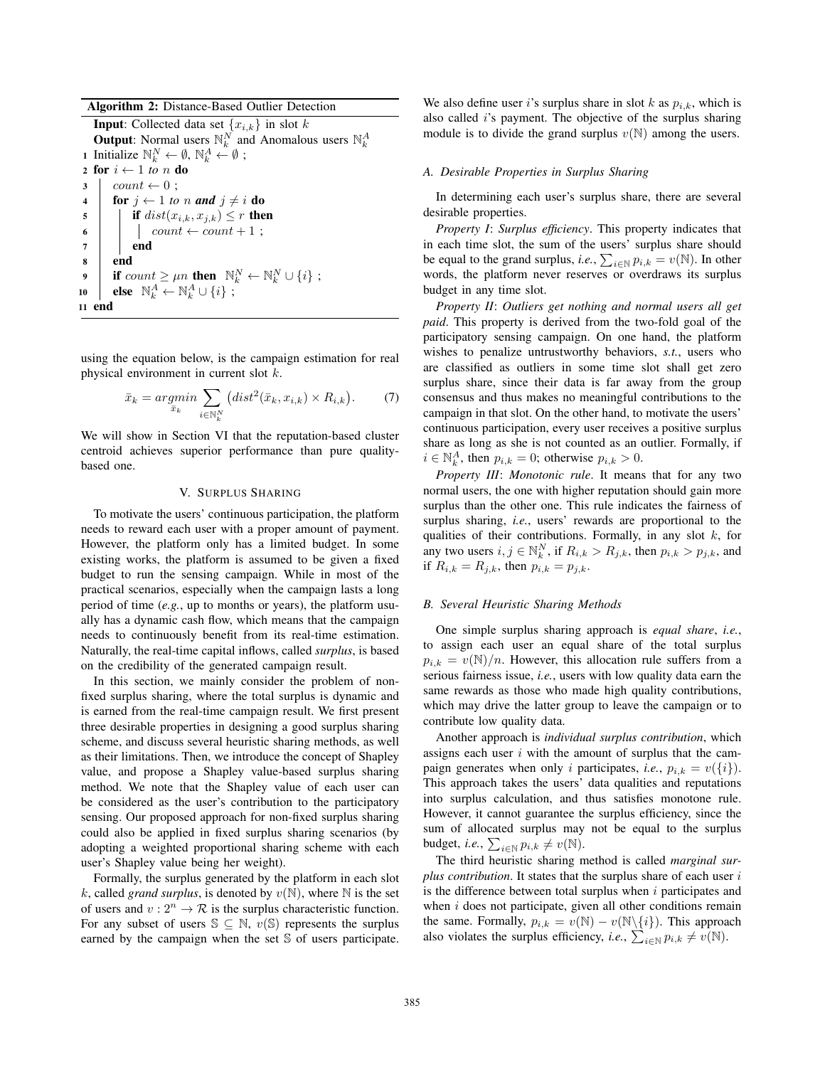**Algorithm 2:** Distance-Based Outlier Detection

```
Input: Collected data set {x_{i,k}} in slot k
Output: Normal users N_k^N and Anomalous users N_k^A
1  Initialize N_k^N ← ∅, N_k^A ← ∅ ;
2  for i ← 1 to n do
3  |   count ← 0 ;
4  |   for j ← 1 to n and j ≠ i do
5  |   |   if dist(x_{i,k}, x_{j,k}) ≤ r then
6  |   |   |   count ← count + 1 ;
7  |   |   end
8  |   end
9  |   if count ≥ μn then  N_k^N ← N_k^N ∪ {i} ;
10 |   else  N_k^A ← N_k^A ∪ {i} ;
11 end
```

using the equation below, is the campaign estimation for real physical environment in current slot $k$.

$$\bar{x}_k = \underset{\bar{x}_k}{argmin} \sum_{i \in \mathbb{N}_k^N} \big(dist^2(\bar{x}_k, x_{i,k}) \times R_{i,k}\big). \tag{7}$$

We will show in Section VI that the reputation-based cluster centroid achieves superior performance than pure quality-based one.

## V. Surplus Sharing

To motivate the users' continuous participation, the platform needs to reward each user with a proper amount of payment. However, the platform only has a limited budget. In some existing works, the platform is assumed to be given a fixed budget to run the sensing campaign. While in most of the practical scenarios, especially when the campaign lasts a long period of time (*e.g.*, up to months or years), the platform usually has a dynamic cash flow, which means that the campaign needs to continuously benefit from its real-time estimation. Naturally, the real-time capital inflows, called *surplus*, is based on the credibility of the generated campaign result.

In this section, we mainly consider the problem of non-fixed surplus sharing, where the total surplus is dynamic and is earned from the real-time campaign result. We first present three desirable properties in designing a good surplus sharing scheme, and discuss several heuristic sharing methods, as well as their limitations. Then, we introduce the concept of Shapley value, and propose a Shapley value-based surplus sharing method. We note that the Shapley value of each user can be considered as the user's contribution to the participatory sensing. Our proposed approach for non-fixed surplus sharing could also be applied in fixed surplus sharing scenarios (by adopting a weighted proportional sharing scheme with each user's Shapley value being her weight).

Formally, the surplus generated by the platform in each slot $k$, called *grand surplus*, is denoted by $v(\mathbb{N})$, where $\mathbb{N}$ is the set of users and $v : 2^n \rightarrow \mathcal{R}$ is the surplus characteristic function. For any subset of users $\mathbb{S} \subseteq \mathbb{N}$, $v(\mathbb{S})$ represents the surplus earned by the campaign when the set $\mathbb{S}$ of users participate. We also define user $i$'s surplus share in slot $k$ as $p_{i,k}$, which is also called $i$'s payment. The objective of the surplus sharing module is to divide the grand surplus $v(\mathbb{N})$ among the users.

### A. Desirable Properties in Surplus Sharing

In determining each user's surplus share, there are several desirable properties.

*Property I*: *Surplus efficiency*. This property indicates that in each time slot, the sum of the users' surplus share should be equal to the grand surplus, *i.e.*, $\sum_{i \in \mathbb{N}} p_{i,k} = v(\mathbb{N})$. In other words, the platform never reserves or overdraws its surplus budget in any time slot.

*Property II*: *Outliers get nothing and normal users all get paid*. This property is derived from the two-fold goal of the participatory sensing campaign. On one hand, the platform wishes to penalize untrustworthy behaviors, *s.t.*, users who are classified as outliers in some time slot shall get zero surplus share, since their data is far away from the group consensus and thus makes no meaningful contributions to the campaign in that slot. On the other hand, to motivate the users' continuous participation, every user receives a positive surplus share as long as she is not counted as an outlier. Formally, if $i \in \mathbb{N}_k^A$, then $p_{i,k} = 0$; otherwise $p_{i,k} > 0$.

*Property III*: *Monotonic rule*. It means that for any two normal users, the one with higher reputation should gain more surplus than the other one. This rule indicates the fairness of surplus sharing, *i.e.*, users' rewards are proportional to the qualities of their contributions. Formally, in any slot $k$, for any two users $i, j \in \mathbb{N}_k^N$, if $R_{i,k} > R_{j,k}$, then $p_{i,k} > p_{j,k}$, and if $R_{i,k} = R_{j,k}$, then $p_{i,k} = p_{j,k}$.

### B. Several Heuristic Sharing Methods

One simple surplus sharing approach is *equal share*, *i.e.*, to assign each user an equal share of the total surplus $p_{i,k} = v(\mathbb{N})/n$. However, this allocation rule suffers from a serious fairness issue, *i.e.*, users with low quality data earn the same rewards as those who made high quality contributions, which may drive the latter group to leave the campaign or to contribute low quality data.

Another approach is *individual surplus contribution*, which assigns each user $i$ with the amount of surplus that the campaign generates when only $i$ participates, *i.e.*, $p_{i,k} = v(\{i\})$. This approach takes the users' data qualities and reputations into surplus calculation, and thus satisfies monotone rule. However, it cannot guarantee the surplus efficiency, since the sum of allocated surplus may not be equal to the surplus budget, *i.e.*, $\sum_{i \in \mathbb{N}} p_{i,k} \neq v(\mathbb{N})$.

The third heuristic sharing method is called *marginal surplus contribution*. It states that the surplus share of each user $i$ is the difference between total surplus when $i$ participates and when $i$ does not participate, given all other conditions remain the same. Formally, $p_{i,k} = v(\mathbb{N}) - v(\mathbb{N} \backslash \{i\})$. This approach also violates the surplus efficiency, *i.e.*, $\sum_{i \in \mathbb{N}} p_{i,k} \neq v(\mathbb{N})$.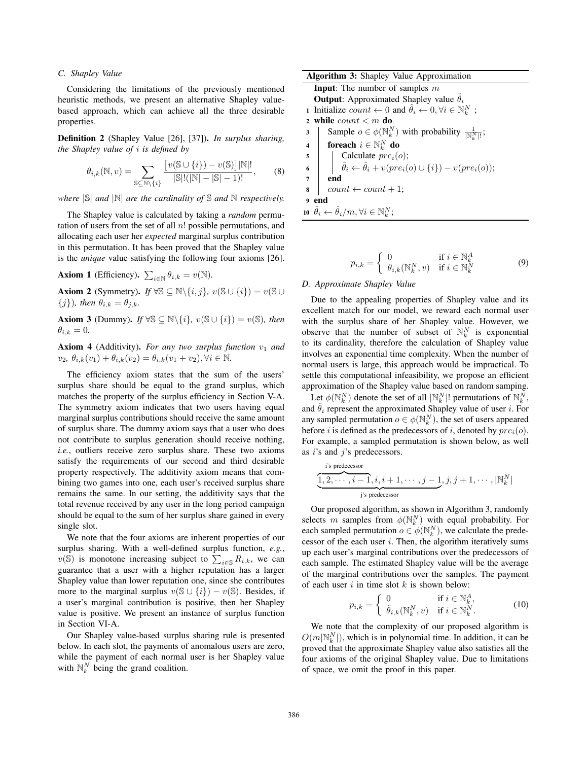### C. Shapley Value

Considering the limitations of the previously mentioned heuristic methods, we present an alternative Shapley value-based approach, which can achieve all the three desirable properties.

**Definition 2** (Shapley Value [26], [37]). *In surplus sharing, the Shapley value of $i$ is defined by*

$$\theta_{i,k}(\mathbb{N}, v) = \sum_{\mathbb{S} \subseteq \mathbb{N} \backslash \{i\}} \frac{\left[v(\mathbb{S} \cup \{i\}) - v(\mathbb{S})\right] |\mathbb{N}|!}{|\mathbb{S}|!(|\mathbb{N}| - |\mathbb{S}| - 1)!}, \tag{8}$$

*where $|\mathbb{S}|$ and $|\mathbb{N}|$ are the cardinality of $\mathbb{S}$ and $\mathbb{N}$ respectively.*

The Shapley value is calculated by taking a *random* permutation of users from the set of all $n!$ possible permutations, and allocating each user her *expected* marginal surplus contribution in this permutation. It has been proved that the Shapley value is the *unique* value satisfying the following four axioms [26].

**Axiom 1** (Efficiency). $\sum_{i \in \mathbb{N}} \theta_{i,k} = v(\mathbb{N})$.

**Axiom 2** (Symmetry). *If $\forall \mathbb{S} \subseteq \mathbb{N} \backslash \{i, j\}$, $v(\mathbb{S} \cup \{i\}) = v(\mathbb{S} \cup \{j\})$, then $\theta_{i,k} = \theta_{j,k}$.*

**Axiom 3** (Dummy). *If $\forall \mathbb{S} \subseteq \mathbb{N} \backslash \{i\}$, $v(\mathbb{S} \cup \{i\}) = v(\mathbb{S})$, then $\theta_{i,k} = 0$.*

**Axiom 4** (Additivity). *For any two surplus function $v_1$ and $v_2$, $\theta_{i,k}(v_1) + \theta_{i,k}(v_2) = \theta_{i,k}(v_1 + v_2), \forall i \in \mathbb{N}$.*

The efficiency axiom states that the sum of the users' surplus share should be equal to the grand surplus, which matches the property of the surplus efficiency in Section V-A. The symmetry axiom indicates that two users having equal marginal surplus contributions should receive the same amount of surplus share. The dummy axiom says that a user who does not contribute to surplus generation should receive nothing, *i.e.*, outliers receive zero surplus share. These two axioms satisfy the requirements of our second and third desirable property respectively. The additivity axiom means that combining two games into one, each user's received surplus share remains the same. In our setting, the additivity says that the total revenue received by any user in the long period campaign should be equal to the sum of her surplus share gained in every single slot.

We note that the four axioms are inherent properties of our surplus sharing. With a well-defined surplus function, *e.g.*, $v(\mathbb{S})$ is monotone increasing subject to $\sum_{i \in \mathbb{S}} R_{i,k}$, we can guarantee that a user with a higher reputation has a larger Shapley value than lower reputation one, since she contributes more to the marginal surplus $v(\mathbb{S} \cup \{i\}) - v(\mathbb{S})$. Besides, if a user's marginal contribution is positive, then her Shapley value is positive. We present an instance of surplus function in Section VI-A.

Our Shapley value-based surplus sharing rule is presented below. In each slot, the payments of anomalous users are zero, while the payment of each normal user is her Shapley value with $\mathbb{N}_k^N$ being the grand coalition.

$$p_{i,k} = \begin{cases} 0 & \text{if } i \in \mathbb{N}_k^A \\ \theta_{i,k}(\mathbb{N}_k^N, v) & \text{if } i \in \mathbb{N}_k^N \end{cases} \tag{9}$$

**Algorithm 3:** Shapley Value Approximation

```
Input: The number of samples m
Output: Approximated Shapley value θ̂_i
1  Initialize count ← 0 and θ̂_i ← 0, ∀i ∈ N_k^N ;
2  while count < m do
3      Sample o ∈ φ(N_k^N) with probability 1/|N_k^N|!;
4      foreach i ∈ N_k^N do
5          Calculate pre_i(o);
6          θ̂_i ← θ̂_i + v(pre_i(o) ∪ {i}) − v(pre_i(o));
7      end
8      count ← count + 1;
9  end
10 θ̂_i ← θ̂_i/m, ∀i ∈ N_k^N;
```

### D. Approximate Shapley Value

Due to the appealing properties of Shapley value and its excellent match for our model, we reward each normal user with the surplus share of her Shapley value. However, we observe that the number of subset of $\mathbb{N}_k^N$ is exponential to its cardinality, therefore the calculation of Shapley value involves an exponential time complexity. When the number of normal users is large, this approach would be impractical. To settle this computational infeasibility, we propose an efficient approximation of the Shapley value based on random samping.

Let $\phi(\mathbb{N}_k^N)$ denote the set of all $|\mathbb{N}_k^N|!$ permutations of $\mathbb{N}_k^N$, and $\hat{\theta}_i$ represent the approximated Shapley value of user $i$. For any sampled permutation $o \in \phi(\mathbb{N}_k^N)$, the set of users appeared before $i$ is defined as the predecessors of $i$, denoted by $pre_i(o)$. For example, a sampled permutation is shown below, as well as $i$'s and $j$'s predecessors.

$$\underbrace{\overbrace{1, 2, \cdots, i-1}^{\text{i's predecessor}}, i, i+1, \cdots, j-1}_{\text{j's predecessor}}, j, j+1, \cdots, |\mathbb{N}_k^N|$$

Our proposed algorithm, as shown in Algorithm 3, randomly selects $m$ samples from $\phi(\mathbb{N}_k^N)$ with equal probability. For each sampled permutation $o \in \phi(\mathbb{N}_k^N)$, we calculate the predecessor of the each user $i$. Then, the algorithm iteratively sums up each user's marginal contributions over the predecessors of each sample. The estimated Shapley value will be the average of the marginal contributions over the samples. The payment of each user $i$ in time slot $k$ is shown below:

$$p_{i,k} = \begin{cases} 0 & \text{if } i \in \mathbb{N}_k^A, \\ \hat{\theta}_{i,k}(\mathbb{N}_k^N, v) & \text{if } i \in \mathbb{N}_k^N. \end{cases} \tag{10}$$

We note that the complexity of our proposed algorithm is $O(m|\mathbb{N}_k^N|)$, which is in polynomial time. In addition, it can be proved that the approximate Shapley value also satisfies all the four axioms of the original Shapley value. Due to limitations of space, we omit the proof in this paper.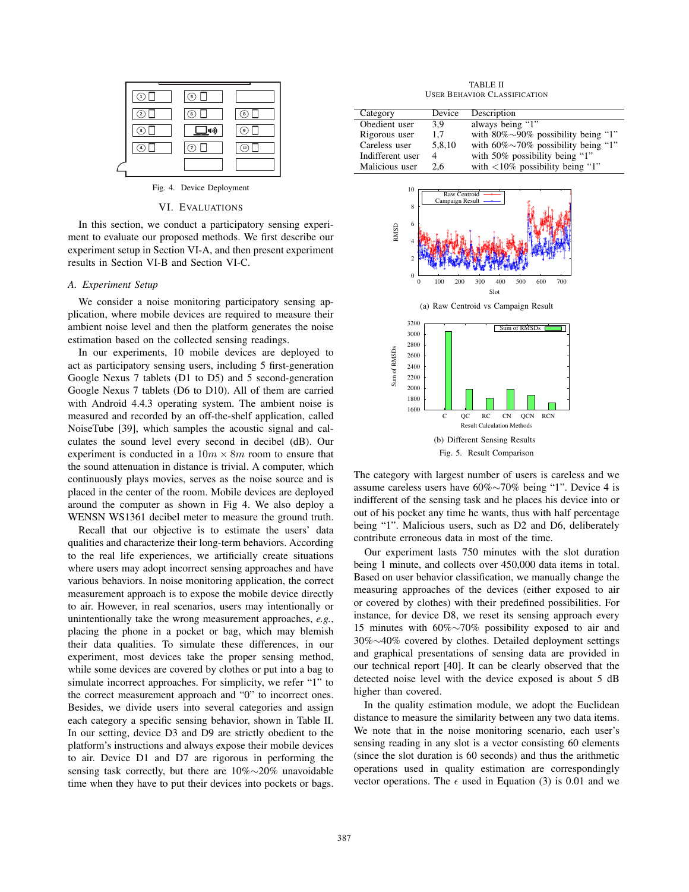Fig. 4. Device Deployment

## VI. Evaluations

In this section, we conduct a participatory sensing experiment to evaluate our proposed methods. We first describe our experiment setup in Section VI-A, and then present experiment results in Section VI-B and Section VI-C.

### A. Experiment Setup

We consider a noise monitoring participatory sensing application, where mobile devices are required to measure their ambient noise level and then the platform generates the noise estimation based on the collected sensing readings.

In our experiments, 10 mobile devices are deployed to act as participatory sensing users, including 5 first-generation Google Nexus 7 tablets (D1 to D5) and 5 second-generation Google Nexus 7 tablets (D6 to D10). All of them are carried with Android 4.4.3 operating system. The ambient noise is measured and recorded by an off-the-shelf application, called NoiseTube [39], which samples the acoustic signal and calculates the sound level every second in decibel (dB). Our experiment is conducted in a $10m \times 8m$ room to ensure that the sound attenuation in distance is trivial. A computer, which continuously plays movies, serves as the noise source and is placed in the center of the room. Mobile devices are deployed around the computer as shown in Fig 4. We also deploy a WENSN WS1361 decibel meter to measure the ground truth.

Recall that our objective is to estimate the users' data qualities and characterize their long-term behaviors. According to the real life experiences, we artificially create situations where users may adopt incorrect sensing approaches and have various behaviors. In noise monitoring application, the correct measurement approach is to expose the mobile device directly to air. However, in real scenarios, users may intentionally or unintentionally take the wrong measurement approaches, *e.g.*, placing the phone in a pocket or bag, which may blemish their data qualities. To simulate these differences, in our experiment, most devices take the proper sensing method, while some devices are covered by clothes or put into a bag to simulate incorrect approaches. For simplicity, we refer "1" to the correct measurement approach and "0" to incorrect ones. Besides, we divide users into several categories and assign each category a specific sensing behavior, shown in Table II. In our setting, device D3 and D9 are strictly obedient to the platform's instructions and always expose their mobile devices to air. Device D1 and D7 are rigorous in performing the sensing task correctly, but there are 10%∼20% unavoidable time when they have to put their devices into pockets or bags.

TABLE II
User Behavior Classification

| Category | Device | Description |
|---|---|---|
| Obedient user | 3,9 | always being "1" |
| Rigorous user | 1,7 | with 80%∼90% possibility being "1" |
| Careless user | 5,8,10 | with 60%∼70% possibility being "1" |
| Indifferent user | 4 | with 50% possibility being "1" |
| Malicious user | 2,6 | with <10% possibility being "1" |

(a) Raw Centroid vs Campaign Result

(b) Different Sensing Results

Fig. 5. Result Comparison

The category with largest number of users is careless and we assume careless users have 60%∼70% being "1". Device 4 is indifferent of the sensing task and he places his device into or out of his pocket any time he wants, thus with half percentage being "1". Malicious users, such as D2 and D6, deliberately contribute erroneous data in most of the time.

Our experiment lasts 750 minutes with the slot duration being 1 minute, and collects over 450,000 data items in total. Based on user behavior classification, we manually change the measuring approaches of the devices (either exposed to air or covered by clothes) with their predefined possibilities. For instance, for device D8, we reset its sensing approach every 15 minutes with 60%∼70% possibility exposed to air and 30%∼40% covered by clothes. Detailed deployment settings and graphical presentations of sensing data are provided in our technical report [40]. It can be clearly observed that the detected noise level with the device exposed is about 5 dB higher than covered.

In the quality estimation module, we adopt the Euclidean distance to measure the similarity between any two data items. We note that in the noise monitoring scenario, each user's sensing reading in any slot is a vector consisting 60 elements (since the slot duration is 60 seconds) and thus the arithmetic operations used in quality estimation are correspondingly vector operations. The $\epsilon$ used in Equation (3) is 0.01 and we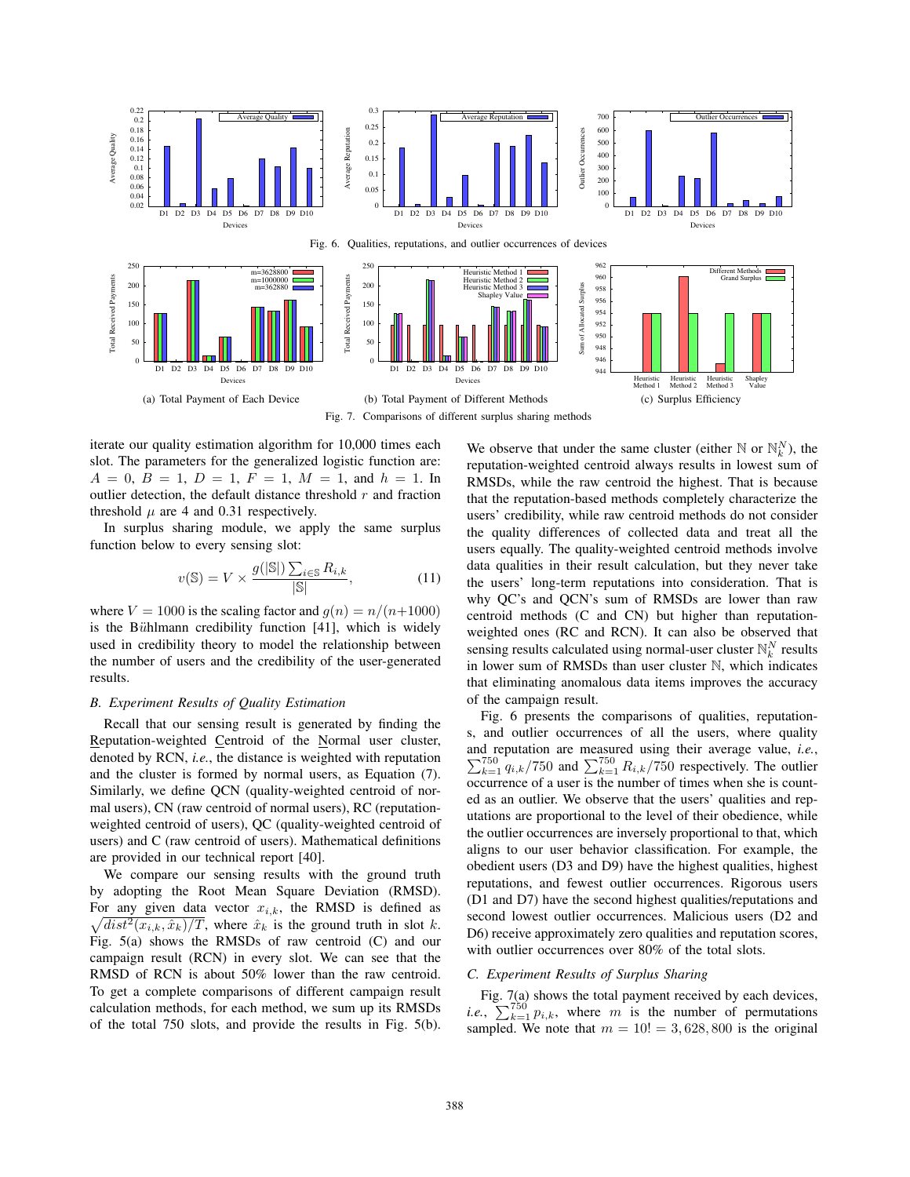Fig. 6. Qualities, reputations, and outlier occurrences of devices

(a) Total Payment of Each Device

(b) Total Payment of Different Methods

(c) Surplus Efficiency

Fig. 7. Comparisons of different surplus sharing methods

iterate our quality estimation algorithm for 10,000 times each slot. The parameters for the generalized logistic function are: $A = 0$, $B = 1$, $D = 1$, $F = 1$, $M = 1$, and $h = 1$. In outlier detection, the default distance threshold $r$ and fraction threshold $\mu$ are 4 and 0.31 respectively.

In surplus sharing module, we apply the same surplus function below to every sensing slot:

$$v(\mathbb{S}) = V \times \frac{g(|\mathbb{S}|)\sum_{i \in \mathbb{S}} R_{i,k}}{|\mathbb{S}|}, \tag{11}$$

where $V = 1000$ is the scaling factor and $g(n) = n/(n+1000)$ is the Bühlmann credibility function [41], which is widely used in credibility theory to model the relationship between the number of users and the credibility of the user-generated results.

### B. Experiment Results of Quality Estimation

Recall that our sensing result is generated by finding the Reputation-weighted Centroid of the Normal user cluster, denoted by RCN, *i.e.*, the distance is weighted with reputation and the cluster is formed by normal users, as Equation (7). Similarly, we define QCN (quality-weighted centroid of normal users), CN (raw centroid of normal users), RC (reputation-weighted centroid of users), QC (quality-weighted centroid of users) and C (raw centroid of users). Mathematical definitions are provided in our technical report [40].

We compare our sensing results with the ground truth by adopting the Root Mean Square Deviation (RMSD). For any given data vector $x_{i,k}$, the RMSD is defined as $\sqrt{dist^2(x_{i,k}, \hat{x}_k)/T}$, where $\hat{x}_k$ is the ground truth in slot $k$. Fig. 5(a) shows the RMSDs of raw centroid (C) and our campaign result (RCN) in every slot. We can see that the RMSD of RCN is about 50% lower than the raw centroid. To get a complete comparisons of different campaign result calculation methods, for each method, we sum up its RMSDs of the total 750 slots, and provide the results in Fig. 5(b).

We observe that under the same cluster (either $\mathbb{N}$ or $\mathbb{N}_k^N$), the reputation-weighted centroid always results in lowest sum of RMSDs, while the raw centroid the highest. That is because that the reputation-based methods completely characterize the users' credibility, while raw centroid methods do not consider the quality differences of collected data and treat all the users equally. The quality-weighted centroid methods involve data qualities in their result calculation, but they never take the users' long-term reputations into consideration. That is why QC's and QCN's sum of RMSDs are lower than raw centroid methods (C and CN) but higher than reputation-weighted ones (RC and RCN). It can also be observed that sensing results calculated using normal-user cluster $\mathbb{N}_k^N$ results in lower sum of RMSDs than user cluster $\mathbb{N}$, which indicates that eliminating anomalous data items improves the accuracy of the campaign result.

Fig. 6 presents the comparisons of qualities, reputations, and outlier occurrences of all the users, where quality and reputation are measured using their average value, *i.e.*, $\sum_{k=1}^{750} q_{i,k}/750$ and $\sum_{k=1}^{750} R_{i,k}/750$ respectively. The outlier occurrence of a user is the number of times when she is counted as an outlier. We observe that the users' qualities and reputations are proportional to the level of their obedience, while the outlier occurrences are inversely proportional to that, which aligns to our user behavior classification. For example, the obedient users (D3 and D9) have the highest qualities, highest reputations, and fewest outlier occurrences. Rigorous users (D1 and D7) have the second highest qualities/reputations and second lowest outlier occurrences. Malicious users (D2 and D6) receive approximately zero qualities and reputation scores, with outlier occurrences over 80% of the total slots.

### C. Experiment Results of Surplus Sharing

Fig. 7(a) shows the total payment received by each devices, *i.e.*, $\sum_{k=1}^{750} p_{i,k}$, where $m$ is the number of permutations sampled. We note that $m = 10! = 3,628,800$ is the original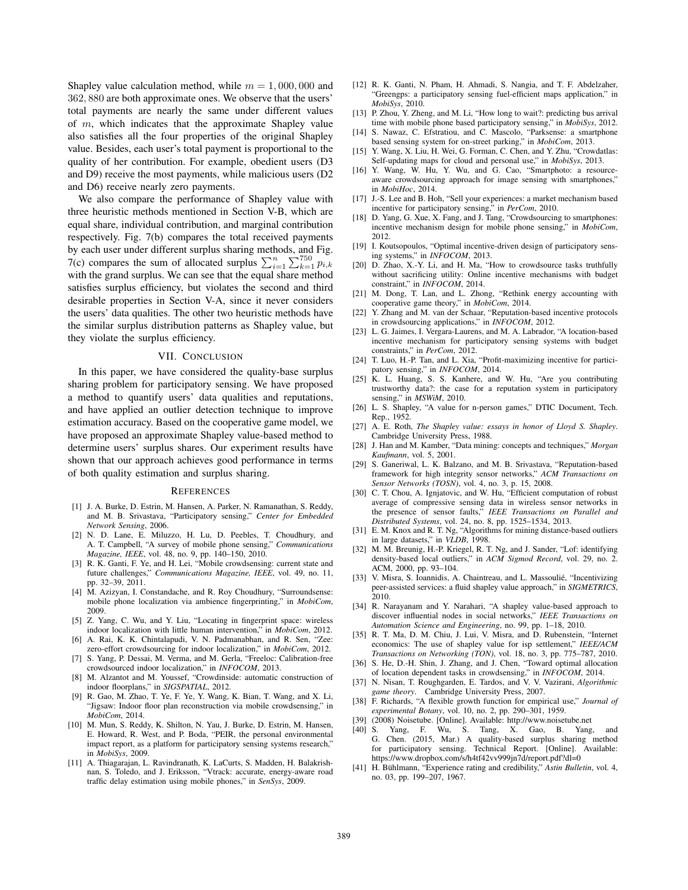Shapley value calculation method, while $m = 1,000,000$ and $362,880$ are both approximate ones. We observe that the users' total payments are nearly the same under different values of $m$, which indicates that the approximate Shapley value also satisfies all the four properties of the original Shapley value. Besides, each user's total payment is proportional to the quality of her contribution. For example, obedient users (D3 and D9) receive the most payments, while malicious users (D2 and D6) receive nearly zero payments.

We also compare the performance of Shapley value with three heuristic methods mentioned in Section V-B, which are equal share, individual contribution, and marginal contribution respectively. Fig. 7(b) compares the total received payments by each user under different surplus sharing methods, and Fig. 7(c) compares the sum of allocated surplus $\sum_{i=1}^{n}\sum_{k=1}^{750} p_{i,k}$ with the grand surplus. We can see that the equal share method satisfies surplus efficiency, but violates the second and third desirable properties in Section V-A, since it never considers the users' data qualities. The other two heuristic methods have the similar surplus distribution patterns as Shapley value, but they violate the surplus efficiency.

## VII. Conclusion

In this paper, we have considered the quality-base surplus sharing problem for participatory sensing. We have proposed a method to quantify users' data qualities and reputations, and have applied an outlier detection technique to improve estimation accuracy. Based on the cooperative game model, we have proposed an approximate Shapley value-based method to determine users' surplus shares. Our experiment results have shown that our approach achieves good performance in terms of both quality estimation and surplus sharing.

## References

[1] J. A. Burke, D. Estrin, M. Hansen, A. Parker, N. Ramanathan, S. Reddy, and M. B. Srivastava, "Participatory sensing," *Center for Embedded Network Sensing*, 2006.

[2] N. D. Lane, E. Miluzzo, H. Lu, D. Peebles, T. Choudhury, and A. T. Campbell, "A survey of mobile phone sensing," *Communications Magazine, IEEE*, vol. 48, no. 9, pp. 140–150, 2010.

[3] R. K. Ganti, F. Ye, and H. Lei, "Mobile crowdsensing: current state and future challenges," *Communications Magazine, IEEE*, vol. 49, no. 11, pp. 32–39, 2011.

[4] M. Azizyan, I. Constandache, and R. Roy Choudhury, "Surroundsense: mobile phone localization via ambience fingerprinting," in *MobiCom*, 2009.

[5] Z. Yang, C. Wu, and Y. Liu, "Locating in fingerprint space: wireless indoor localization with little human intervention," in *MobiCom*, 2012.

[6] A. Rai, K. K. Chintalapudi, V. N. Padmanabhan, and R. Sen, "Zee: zero-effort crowdsourcing for indoor localization," in *MobiCom*, 2012.

[7] S. Yang, P. Dessai, M. Verma, and M. Gerla, "Freeloc: Calibration-free crowdsourced indoor localization," in *INFOCOM*, 2013.

[8] M. Alzantot and M. Youssef, "Crowdinside: automatic construction of indoor floorplans," in *SIGSPATIAL*, 2012.

[9] R. Gao, M. Zhao, T. Ye, F. Ye, Y. Wang, K. Bian, T. Wang, and X. Li, "Jigsaw: Indoor floor plan reconstruction via mobile crowdsensing," in *MobiCom*, 2014.

[10] M. Mun, S. Reddy, K. Shilton, N. Yau, J. Burke, D. Estrin, M. Hansen, E. Howard, R. West, and P. Boda, "PEIR, the personal environmental impact report, as a platform for participatory sensing systems research," in *MobiSys*, 2009.

[11] A. Thiagarajan, L. Ravindranath, K. LaCurts, S. Madden, H. Balakrishnan, S. Toledo, and J. Eriksson, "Vtrack: accurate, energy-aware road traffic delay estimation using mobile phones," in *SenSys*, 2009.

[12] R. K. Ganti, N. Pham, H. Ahmadi, S. Nangia, and T. F. Abdelzaher, "Greengps: a participatory sensing fuel-efficient maps application," in *MobiSys*, 2010.

[13] P. Zhou, Y. Zheng, and M. Li, "How long to wait?: predicting bus arrival time with mobile phone based participatory sensing," in *MobiSys*, 2012.

[14] S. Nawaz, C. Efstratiou, and C. Mascolo, "Parksense: a smartphone based sensing system for on-street parking," in *MobiCom*, 2013.

[15] Y. Wang, X. Liu, H. Wei, G. Forman, C. Chen, and Y. Zhu, "Crowdatlas: Self-updating maps for cloud and personal use," in *MobiSys*, 2013.

[16] Y. Wang, W. Hu, Y. Wu, and G. Cao, "Smartphoto: a resource-aware crowdsourcing approach for image sensing with smartphones," in *MobiHoc*, 2014.

[17] J.-S. Lee and B. Hoh, "Sell your experiences: a market mechanism based incentive for participatory sensing," in *PerCom*, 2010.

[18] D. Yang, G. Xue, X. Fang, and J. Tang, "Crowdsourcing to smartphones: incentive mechanism design for mobile phone sensing," in *MobiCom*, 2012.

[19] I. Koutsopoulos, "Optimal incentive-driven design of participatory sensing systems," in *INFOCOM*, 2013.

[20] D. Zhao, X.-Y. Li, and H. Ma, "How to crowdsource tasks truthfully without sacrificing utility: Online incentive mechanisms with budget constraint," in *INFOCOM*, 2014.

[21] M. Dong, T. Lan, and L. Zhong, "Rethink energy accounting with cooperative game theory," in *MobiCom*, 2014.

[22] Y. Zhang and M. van der Schaar, "Reputation-based incentive protocols in crowdsourcing applications," in *INFOCOM*, 2012.

[23] L. G. Jaimes, I. Vergara-Laurens, and M. A. Labrador, "A location-based incentive mechanism for participatory sensing systems with budget constraints," in *PerCom*, 2012.

[24] T. Luo, H.-P. Tan, and L. Xia, "Profit-maximizing incentive for participatory sensing," in *INFOCOM*, 2014.

[25] K. L. Huang, S. S. Kanhere, and W. Hu, "Are you contributing trustworthy data?: the case for a reputation system in participatory sensing," in *MSWiM*, 2010.

[26] L. S. Shapley, "A value for n-person games," DTIC Document, Tech. Rep., 1952.

[27] A. E. Roth, *The Shapley value: essays in honor of Lloyd S. Shapley*. Cambridge University Press, 1988.

[28] J. Han and M. Kamber, "Data mining: concepts and techniques," *Morgan Kaufmann*, vol. 5, 2001.

[29] S. Ganeriwal, L. K. Balzano, and M. B. Srivastava, "Reputation-based framework for high integrity sensor networks," *ACM Transactions on Sensor Networks (TOSN)*, vol. 4, no. 3, p. 15, 2008.

[30] C. T. Chou, A. Ignjatovic, and W. Hu, "Efficient computation of robust average of compressive sensing data in wireless sensor networks in the presence of sensor faults," *IEEE Transactions on Parallel and Distributed Systems*, vol. 24, no. 8, pp. 1525–1534, 2013.

[31] E. M. Knox and R. T. Ng, "Algorithms for mining distance-based outliers in large datasets," in *VLDB*, 1998.

[32] M. M. Breunig, H.-P. Kriegel, R. T. Ng, and J. Sander, "Lof: identifying density-based local outliers," in *ACM Sigmod Record*, vol. 29, no. 2. ACM, 2000, pp. 93–104.

[33] V. Misra, S. Ioannidis, A. Chaintreau, and L. Massoulié, "Incentivizing peer-assisted services: a fluid shapley value approach," in *SIGMETRICS*, 2010.

[34] R. Narayanam and Y. Narahari, "A shapley value-based approach to discover influential nodes in social networks," *IEEE Transactions on Automation Science and Engineering*, no. 99, pp. 1–18, 2010.

[35] R. T. Ma, D. M. Chiu, J. Lui, V. Misra, and D. Rubenstein, "Internet economics: The use of shapley value for isp settlement," *IEEE/ACM Transactions on Networking (TON)*, vol. 18, no. 3, pp. 775–787, 2010.

[36] S. He, D.-H. Shin, J. Zhang, and J. Chen, "Toward optimal allocation of location dependent tasks in crowdsensing," in *INFOCOM*, 2014.

[37] N. Nisan, T. Roughgarden, E. Tardos, and V. V. Vazirani, *Algorithmic game theory*. Cambridge University Press, 2007.

[38] F. Richards, "A flexible growth function for empirical use," *Journal of experimental Botany*, vol. 10, no. 2, pp. 290–301, 1959.

[39] (2008) Noisetube. [Online]. Available: http://www.noisetube.net

[40] S. Yang, F. Wu, S. Tang, X. Gao, B. Yang, and G. Chen. (2015, Mar.) A quality-based surplus sharing method for participatory sensing. Technical Report. [Online]. Available: https://www.dropbox.com/s/h4tf42vv999jn7d/report.pdf?dl=0

[41] H. Bühlmann, "Experience rating and credibility," *Astin Bulletin*, vol. 4, no. 03, pp. 199–207, 1967.